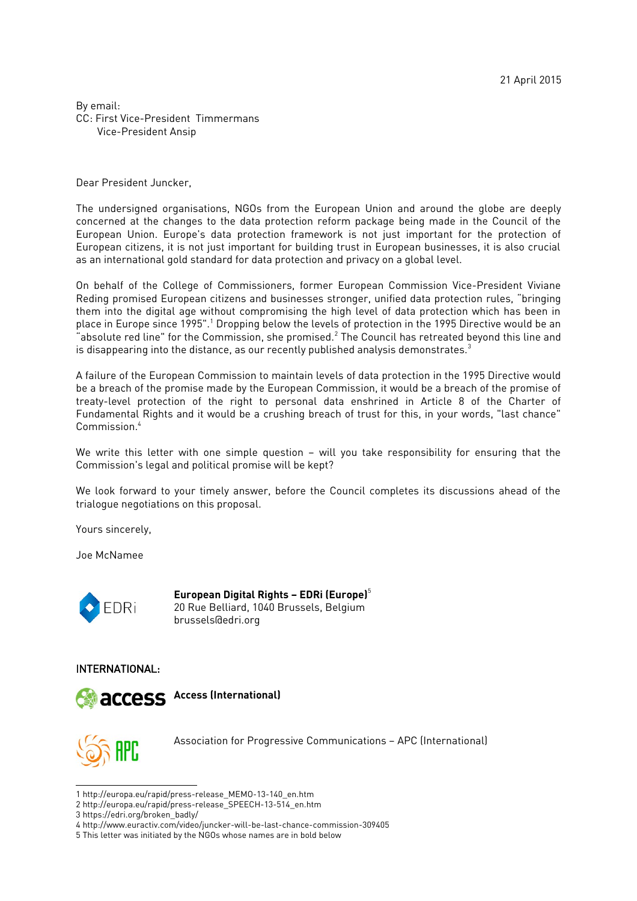21 April 2015

By email:
CC: First Vice-President Timmermans
Vice-President Ansip

Dear President Juncker,

The undersigned organisations, NGOs from the European Union and around the globe are deeply concerned at the changes to the data protection reform package being made in the Council of the European Union. Europe's data protection framework is not just important for the protection of European citizens, it is not just important for building trust in European businesses, it is also crucial as an international gold standard for data protection and privacy on a global level.

On behalf of the College of Commissioners, former European Commission Vice-President Viviane Reding promised European citizens and businesses stronger, unified data protection rules, "bringing them into the digital age without compromising the high level of data protection which has been in place in Europe since 1995".[1] Dropping below the levels of protection in the 1995 Directive would be an "absolute red line" for the Commission, she promised.[2] The Council has retreated beyond this line and is disappearing into the distance, as our recently published analysis demonstrates.[3]

A failure of the European Commission to maintain levels of data protection in the 1995 Directive would be a breach of the promise made by the European Commission, it would be a breach of the promise of treaty-level protection of the right to personal data enshrined in Article 8 of the Charter of Fundamental Rights and it would be a crushing breach of trust for this, in your words, "last chance" Commission.[4]

We write this letter with one simple question – will you take responsibility for ensuring that the Commission's legal and political promise will be kept?

We look forward to your timely answer, before the Council completes its discussions ahead of the trialogue negotiations on this proposal.

Yours sincerely,

Joe McNamee

**European Digital Rights – EDRi (Europe)**[5]
20 Rue Belliard, 1040 Brussels, Belgium
brussels@edri.org

INTERNATIONAL:

**Access (International)**

Association for Progressive Communications – APC (International)

---

1 http://europa.eu/rapid/press-release_MEMO-13-140_en.htm
2 http://europa.eu/rapid/press-release_SPEECH-13-514_en.htm
3 https://edri.org/broken_badly/
4 http://www.euractiv.com/video/juncker-will-be-last-chance-commission-309405
5 This letter was initiated by the NGOs whose names are in bold below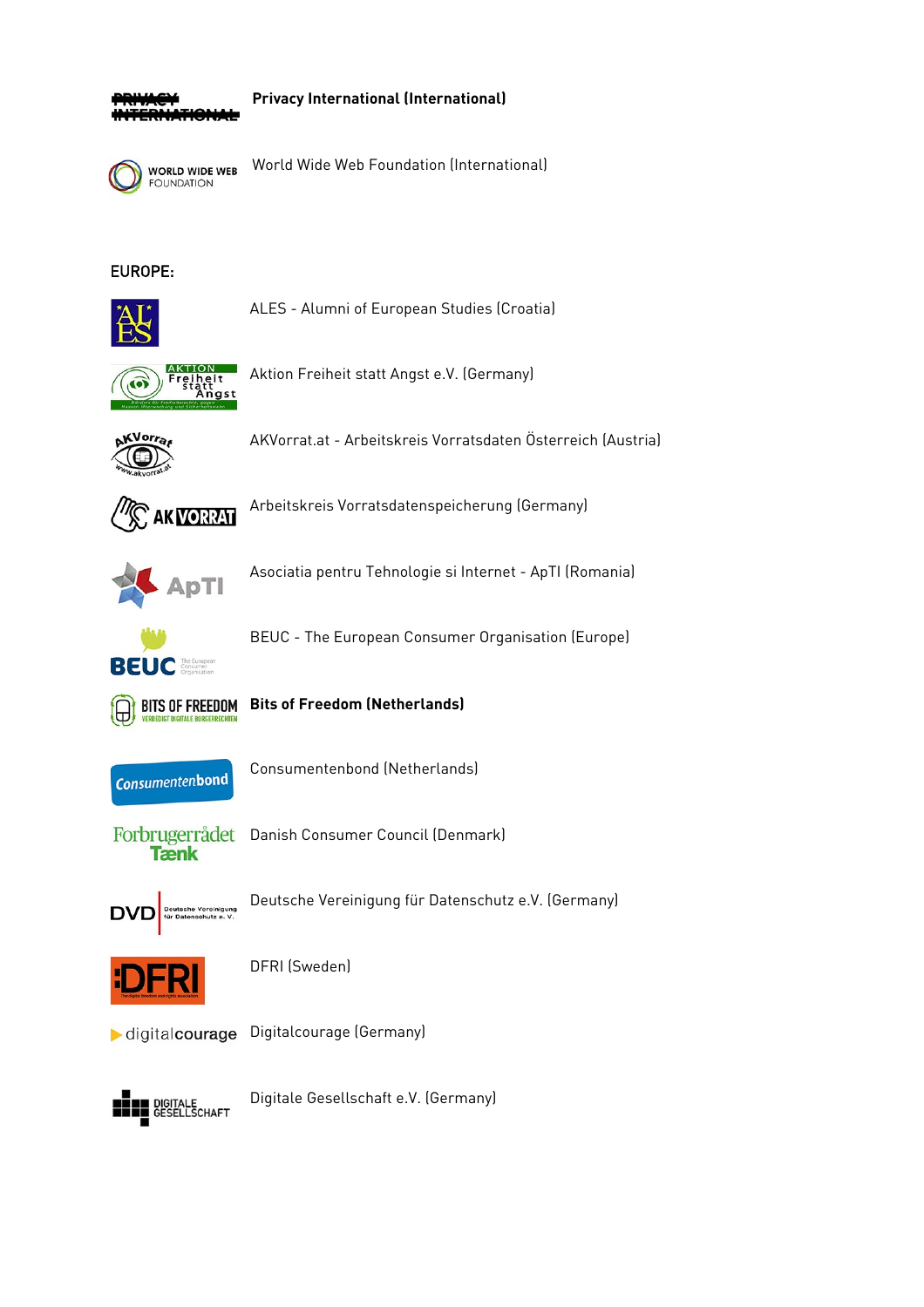**Privacy International (International)**

World Wide Web Foundation (International)

EUROPE:

ALES - Alumni of European Studies (Croatia)

Aktion Freiheit statt Angst e.V. (Germany)

AKVorrat.at - Arbeitskreis Vorratsdaten Österreich (Austria)

Arbeitskreis Vorratsdatenspeicherung (Germany)

Asociatia pentru Tehnologie si Internet - ApTI (Romania)

BEUC - The European Consumer Organisation (Europe)

**Bits of Freedom (Netherlands)**

Consumentenbond (Netherlands)

Danish Consumer Council (Denmark)

Deutsche Vereinigung für Datenschutz e.V. (Germany)

DFRI (Sweden)

Digitalcourage (Germany)

Digitale Gesellschaft e.V. (Germany)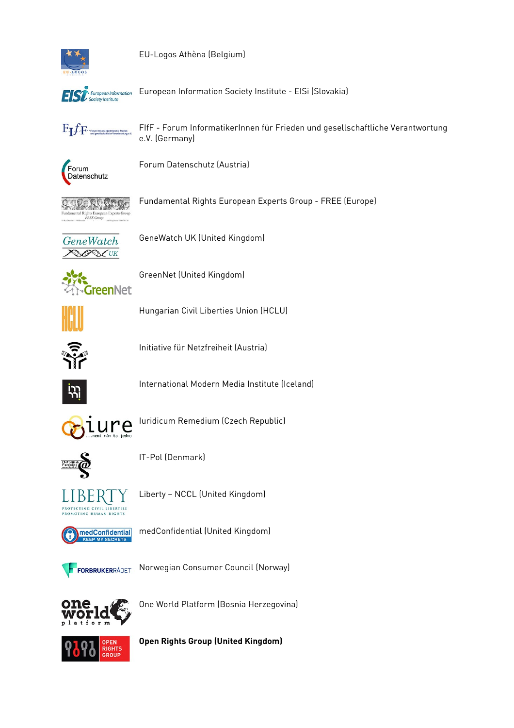EU-Logos Athèna (Belgium)

European Information Society Institute - EISi (Slovakia)

FIfF - Forum InformatikerInnen für Frieden und gesellschaftliche Verantwortung e.V. (Germany)

Forum Datenschutz (Austria)

Fundamental Rights European Experts Group - FREE (Europe)

GeneWatch UK (United Kingdom)

GreenNet (United Kingdom)

Hungarian Civil Liberties Union (HCLU)

Initiative für Netzfreiheit (Austria)

International Modern Media Institute (Iceland)

Iuridicum Remedium (Czech Republic)

IT-Pol (Denmark)

Liberty – NCCL (United Kingdom)

medConfidential (United Kingdom)

Norwegian Consumer Council (Norway)

One World Platform (Bosnia Herzegovina)

**Open Rights Group (United Kingdom)**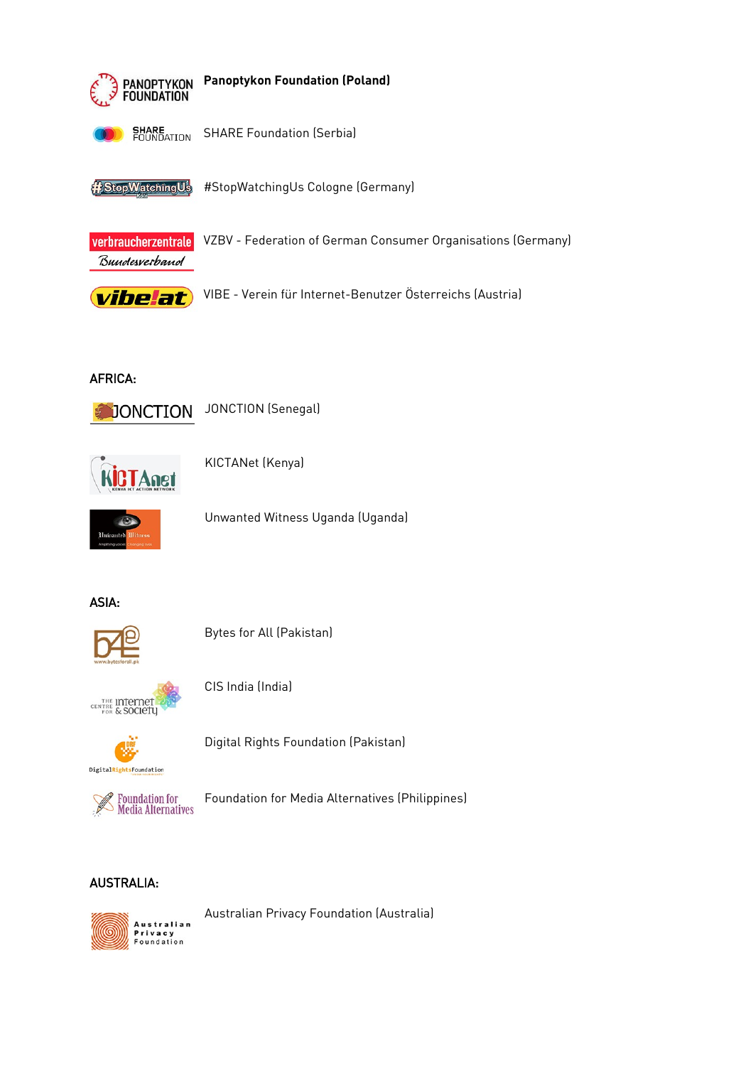**Panoptykon Foundation (Poland)**

SHARE Foundation (Serbia)

#StopWatchingUs Cologne (Germany)

VZBV - Federation of German Consumer Organisations (Germany)

VIBE - Verein für Internet-Benutzer Österreichs (Austria)

AFRICA:

JONCTION (Senegal)

KICTANet (Kenya)

Unwanted Witness Uganda (Uganda)

ASIA:

Bytes for All (Pakistan)

CIS India (India)

Digital Rights Foundation (Pakistan)

Foundation for Media Alternatives (Philippines)

AUSTRALIA:

Australian Privacy Foundation (Australia)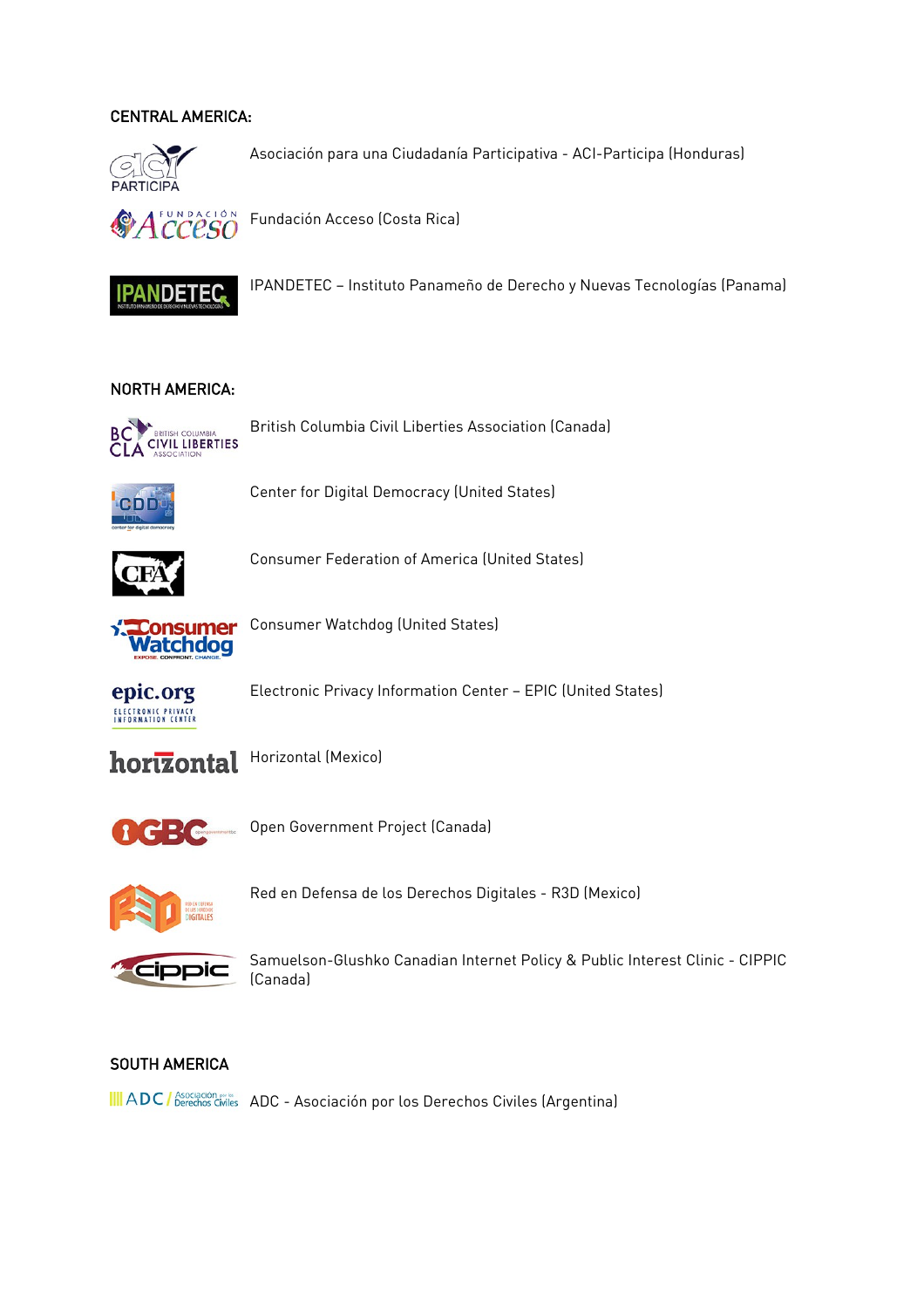## CENTRAL AMERICA:

Asociación para una Ciudadanía Participativa - ACI-Participa (Honduras)

Fundación Acceso (Costa Rica)

IPANDETEC – Instituto Panameño de Derecho y Nuevas Tecnologías (Panama)

## NORTH AMERICA:

British Columbia Civil Liberties Association (Canada)

Center for Digital Democracy (United States)

Consumer Federation of America (United States)

Consumer Watchdog (United States)

Electronic Privacy Information Center – EPIC (United States)

Horizontal (Mexico)

Open Government Project (Canada)

Red en Defensa de los Derechos Digitales - R3D (Mexico)

Samuelson-Glushko Canadian Internet Policy & Public Interest Clinic - CIPPIC (Canada)

## SOUTH AMERICA

ADC - Asociación por los Derechos Civiles (Argentina)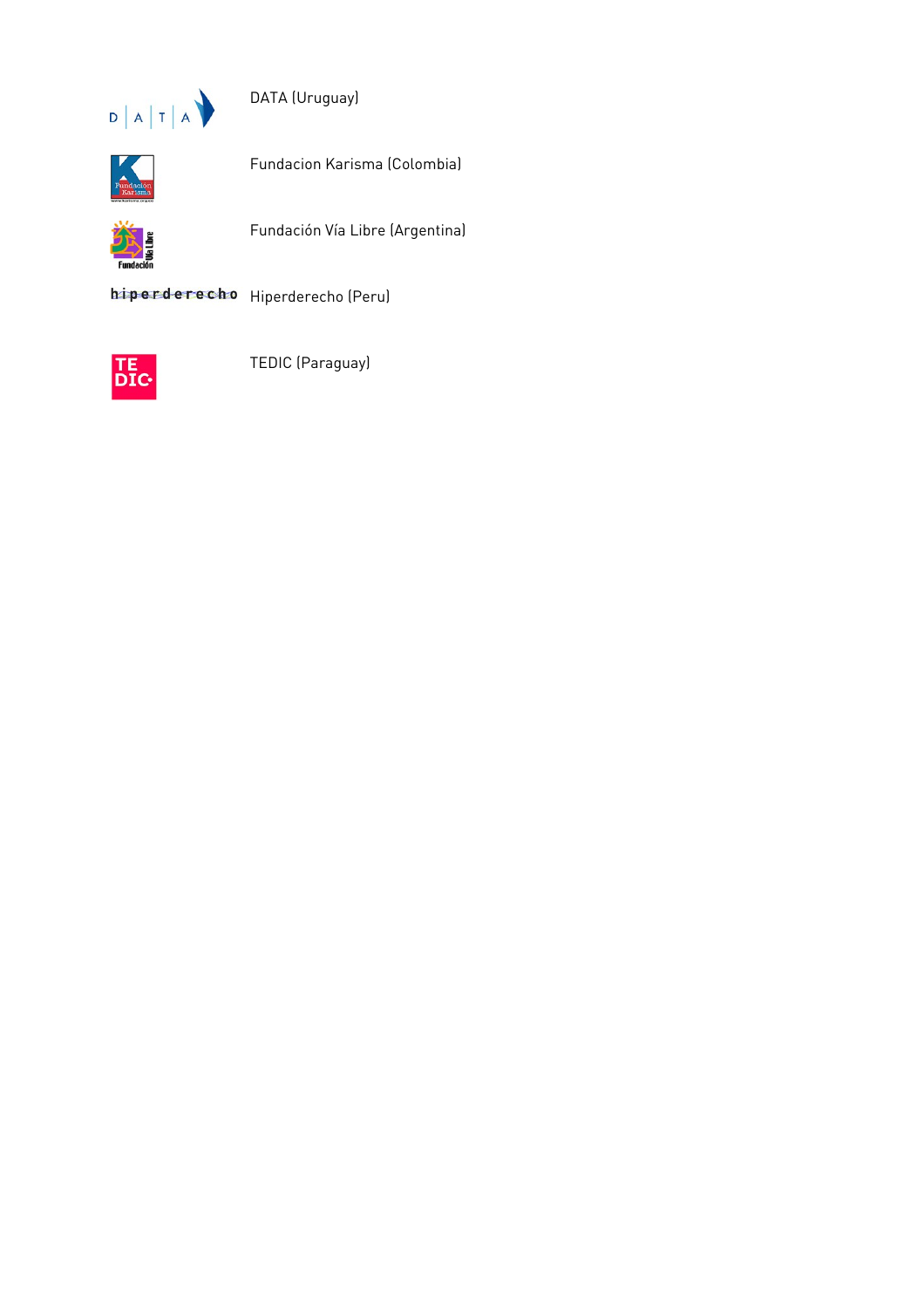DATA (Uruguay)

Fundacion Karisma (Colombia)

Fundación Vía Libre (Argentina)

Hiperderecho (Peru)

TEDIC (Paraguay)